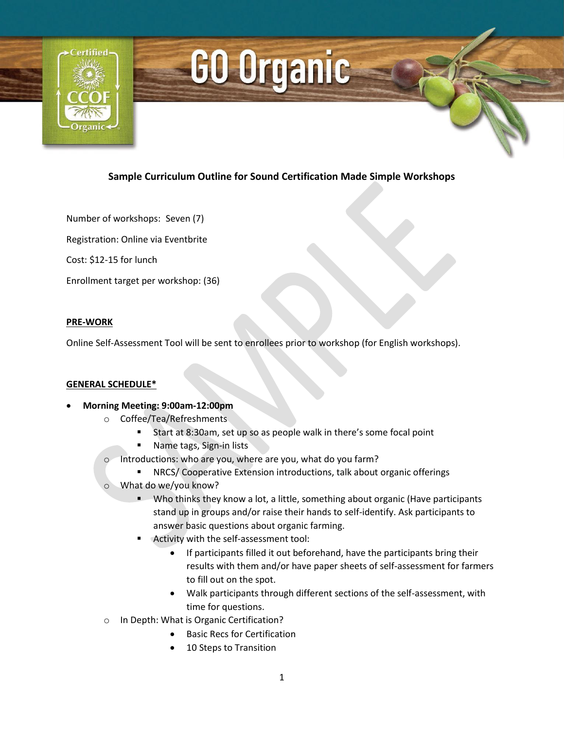# GO Organic

## Sample Curriculum Outline for Sound Certification Made Simple Workshops

Number of workshops: Seven (7)

Registration: Online via Eventbrite

Cost: $12-15 for lunch

Enrollment target per workshop: (36)

**PRE-WORK**

Online Self-Assessment Tool will be sent to enrollees prior to workshop (for English workshops).

**GENERAL SCHEDULE***

- **Morning Meeting: 9:00am-12:00pm**
  - Coffee/Tea/Refreshments
    - Start at 8:30am, set up so as people walk in there's some focal point
    - Name tags, Sign-in lists
  - Introductions: who are you, where are you, what do you farm?
    - NRCS/ Cooperative Extension introductions, talk about organic offerings
  - What do we/you know?
    - Who thinks they know a lot, a little, something about organic (Have participants stand up in groups and/or raise their hands to self-identify. Ask participants to answer basic questions about organic farming.
    - Activity with the self-assessment tool:
      - If participants filled it out beforehand, have the participants bring their results with them and/or have paper sheets of self-assessment for farmers to fill out on the spot.
      - Walk participants through different sections of the self-assessment, with time for questions.
  - In Depth: What is Organic Certification?
      - Basic Recs for Certification
      - 10 Steps to Transition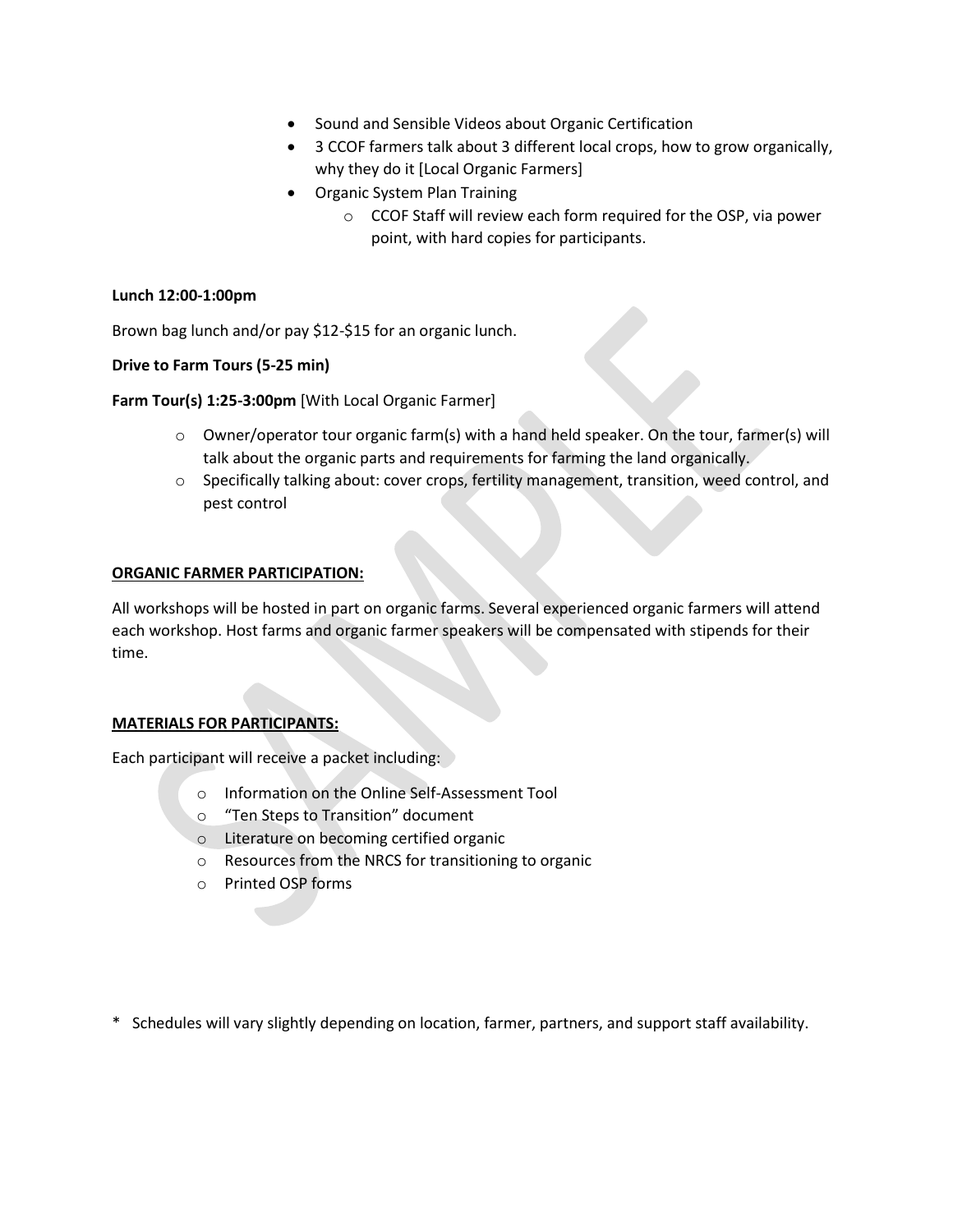- Sound and Sensible Videos about Organic Certification
- 3 CCOF farmers talk about 3 different local crops, how to grow organically, why they do it [Local Organic Farmers]
- Organic System Plan Training
    - CCOF Staff will review each form required for the OSP, via power point, with hard copies for participants.

**Lunch 12:00-1:00pm**

Brown bag lunch and/or pay $12-$15 for an organic lunch.

**Drive to Farm Tours (5-25 min)**

**Farm Tour(s) 1:25-3:00pm** [With Local Organic Farmer]

- Owner/operator tour organic farm(s) with a hand held speaker. On the tour, farmer(s) will talk about the organic parts and requirements for farming the land organically.
- Specifically talking about: cover crops, fertility management, transition, weed control, and pest control

**ORGANIC FARMER PARTICIPATION:**

All workshops will be hosted in part on organic farms. Several experienced organic farmers will attend each workshop. Host farms and organic farmer speakers will be compensated with stipends for their time.

**MATERIALS FOR PARTICIPANTS:**

Each participant will receive a packet including:

- Information on the Online Self-Assessment Tool
- "Ten Steps to Transition" document
- Literature on becoming certified organic
- Resources from the NRCS for transitioning to organic
- Printed OSP forms

\* Schedules will vary slightly depending on location, farmer, partners, and support staff availability.